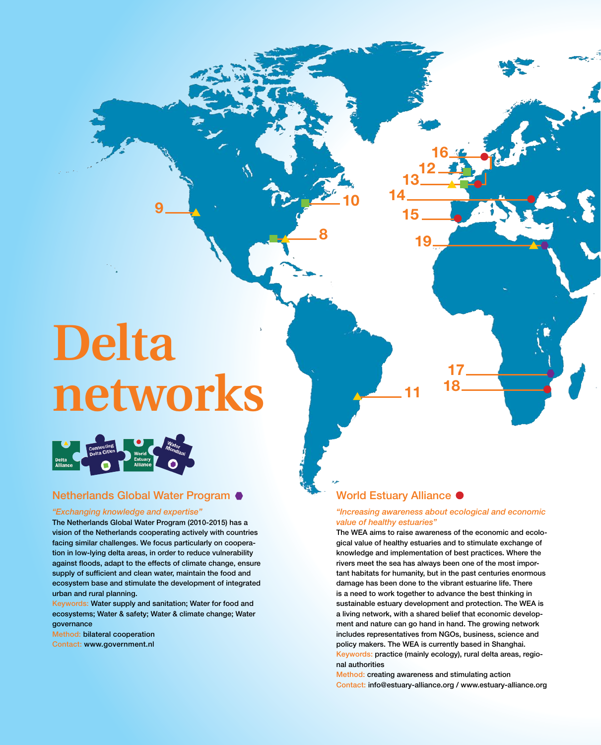# Delta networks

Delta Alliance | Connecting Delta Cities | World Estuary Alliance | Water Mondiaal

## Netherlands Global Water Program

*"Exchanging knowledge and expertise"*

The Netherlands Global Water Program (2010-2015) has a vision of the Netherlands cooperating actively with countries facing similar challenges. We focus particularly on cooperation in low-lying delta areas, in order to reduce vulnerability against floods, adapt to the effects of climate change, ensure supply of sufficient and clean water, maintain the food and ecosystem base and stimulate the development of integrated urban and rural planning.

Keywords: Water supply and sanitation; Water for food and ecosystems; Water & safety; Water & climate change; Water governance

Method: bilateral cooperation

Contact: www.government.nl

## World Estuary Alliance

*"Increasing awareness about ecological and economic value of healthy estuaries"*

The WEA aims to raise awareness of the economic and ecological value of healthy estuaries and to stimulate exchange of knowledge and implementation of best practices. Where the rivers meet the sea has always been one of the most important habitats for humanity, but in the past centuries enormous damage has been done to the vibrant estuarine life. There is a need to work together to advance the best thinking in sustainable estuary development and protection. The WEA is a living network, with a shared belief that economic development and nature can go hand in hand. The growing network includes representatives from NGOs, business, science and policy makers. The WEA is currently based in Shanghai.

Keywords: practice (mainly ecology), rural delta areas, regional authorities

Method: creating awareness and stimulating action

Contact: info@estuary-alliance.org / www.estuary-alliance.org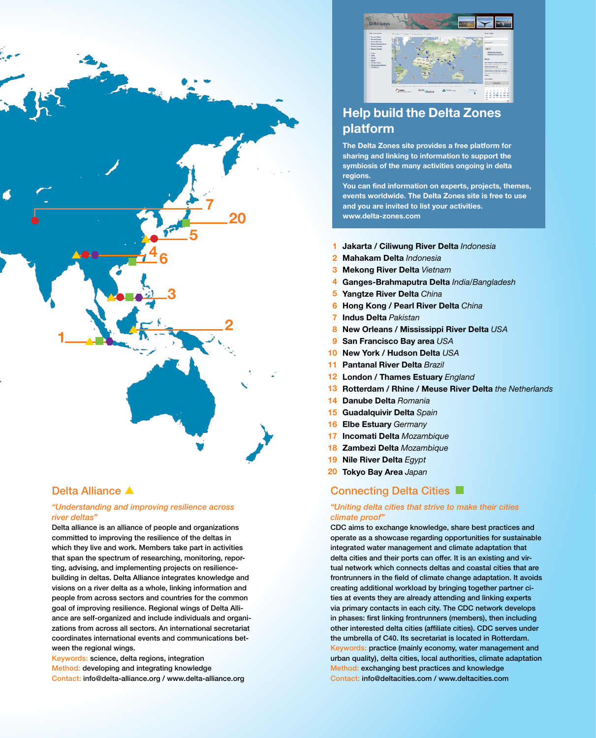## Help build the Delta Zones platform

**The Delta Zones site provides a free platform for sharing and linking to information to support the symbiosis of the many activities ongoing in delta regions.**
**You can find information on experts, projects, themes, events worldwide. The Delta Zones site is free to use and you are invited to list your activities.**
**www.delta-zones.com**

1. **Jakarta / Ciliwung River Delta** *Indonesia*
2. **Mahakam Delta** *Indonesia*
3. **Mekong River Delta** *Vietnam*
4. **Ganges-Brahmaputra Delta** *India/Bangladesh*
5. **Yangtze River Delta** *China*
6. **Hong Kong / Pearl River Delta** *China*
7. **Indus Delta** *Pakistan*
8. **New Orleans / Mississippi River Delta** *USA*
9. **San Francisco Bay area** *USA*
10. **New York / Hudson Delta** *USA*
11. **Pantanal River Delta** *Brazil*
12. **London / Thames Estuary** *England*
13. **Rotterdam / Rhine / Meuse River Delta** *the Netherlands*
14. **Danube Delta** *Romania*
15. **Guadalquivir Delta** *Spain*
16. **Elbe Estuary** *Germany*
17. **Incomati Delta** *Mozambique*
18. **Zambezi Delta** *Mozambique*
19. **Nile River Delta** *Egypt*
20. **Tokyo Bay Area** *Japan*

## Delta Alliance ▲

*"Understanding and improving resilience across river deltas"*

Delta alliance is an alliance of people and organizations committed to improving the resilience of the deltas in which they live and work. Members take part in activities that span the spectrum of researching, monitoring, reporting, advising, and implementing projects on resilience-building in deltas. Delta Alliance integrates knowledge and visions on a river delta as a whole, linking information and people from across sectors and countries for the common goal of improving resilience. Regional wings of Delta Alliance are self-organized and include individuals and organizations from across all sectors. An international secretariat coordinates international events and communications between the regional wings.

Keywords: science, delta regions, integration
Method: developing and integrating knowledge
Contact: info@delta-alliance.org / www.delta-alliance.org

## Connecting Delta Cities ■

*"Uniting delta cities that strive to make their cities climate proof"*

CDC aims to exchange knowledge, share best practices and operate as a showcase regarding opportunities for sustainable integrated water management and climate adaptation that delta cities and their ports can offer. It is an existing and virtual network which connects deltas and coastal cities that are frontrunners in the field of climate change adaptation. It avoids creating additional workload by bringing together partner cities at events they are already attending and linking experts via primary contacts in each city. The CDC network develops in phases: first linking frontrunners (members), then including other interested delta cities (affiliate cities). CDC serves under the umbrella of C40. Its secretariat is located in Rotterdam.

Keywords: practice (mainly economy, water management and urban quality), delta cities, local authorities, climate adaptation
Method: exchanging best practices and knowledge
Contact: info@deltacities.com / www.deltacities.com